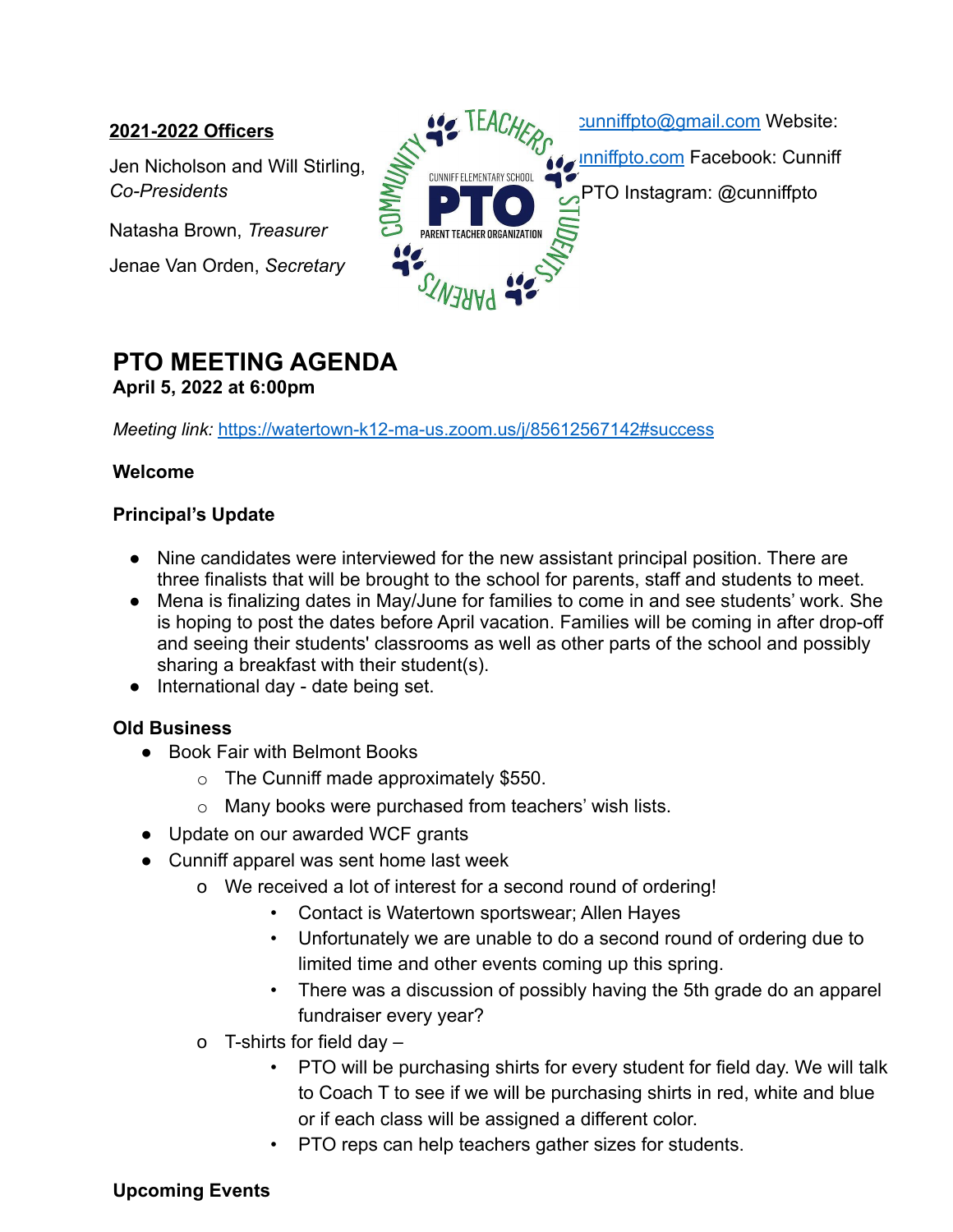**2021-2022 Officers**

Jen Nicholson and Will Stirling, *Co-Presidents*

Natasha Brown, *Treasurer*

Jenae Van Orden, *Secretary*

cunniffpto@gmail.com Website: cunniffpto.com Facebook: Cunniff PTO Instagram: @cunniffpto

# PTO MEETING AGENDA

**April 5, 2022 at 6:00pm**

*Meeting link:* https://watertown-k12-ma-us.zoom.us/j/85612567142#success

**Welcome**

**Principal's Update**

- Nine candidates were interviewed for the new assistant principal position. There are three finalists that will be brought to the school for parents, staff and students to meet.
- Mena is finalizing dates in May/June for families to come in and see students' work. She is hoping to post the dates before April vacation. Families will be coming in after drop-off and seeing their students' classrooms as well as other parts of the school and possibly sharing a breakfast with their student(s).
- International day - date being set.

**Old Business**

- Book Fair with Belmont Books
  - The Cunniff made approximately $550.
  - Many books were purchased from teachers' wish lists.
- Update on our awarded WCF grants
- Cunniff apparel was sent home last week
  - We received a lot of interest for a second round of ordering!
    - Contact is Watertown sportswear; Allen Hayes
    - Unfortunately we are unable to do a second round of ordering due to limited time and other events coming up this spring.
    - There was a discussion of possibly having the 5th grade do an apparel fundraiser every year?
  - T-shirts for field day –
    - PTO will be purchasing shirts for every student for field day. We will talk to Coach T to see if we will be purchasing shirts in red, white and blue or if each class will be assigned a different color.
    - PTO reps can help teachers gather sizes for students.

**Upcoming Events**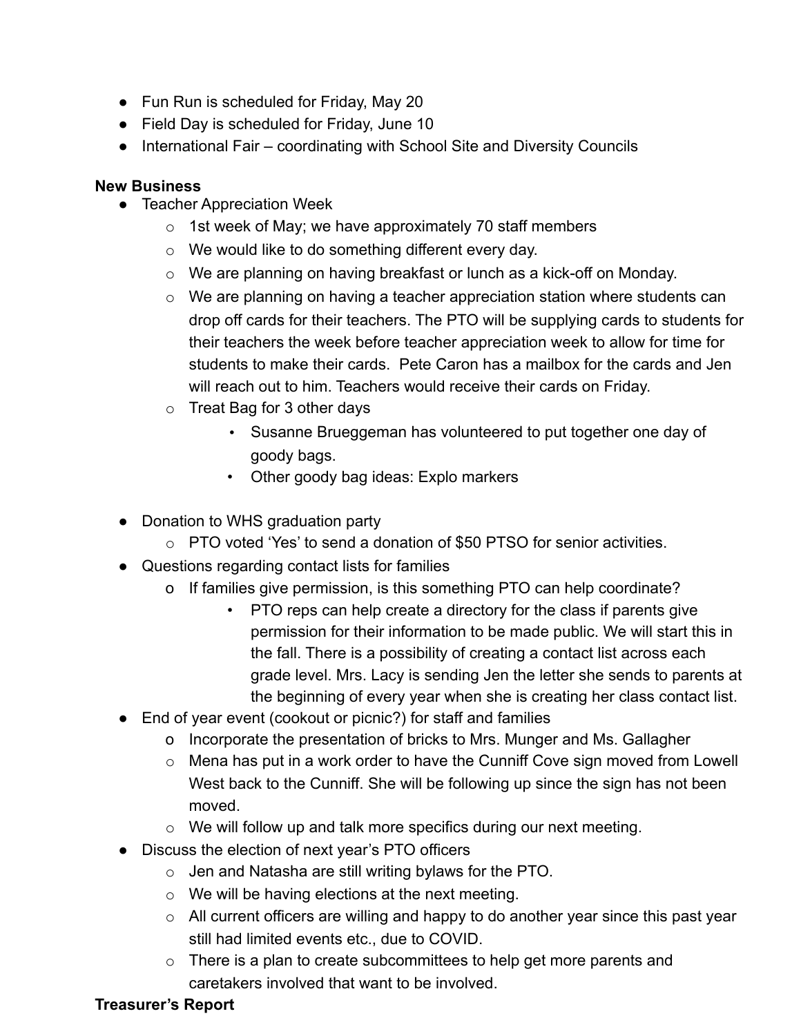- Fun Run is scheduled for Friday, May 20
- Field Day is scheduled for Friday, June 10
- International Fair – coordinating with School Site and Diversity Councils

**New Business**

- Teacher Appreciation Week
  - 1st week of May; we have approximately 70 staff members
  - We would like to do something different every day.
  - We are planning on having breakfast or lunch as a kick-off on Monday.
  - We are planning on having a teacher appreciation station where students can drop off cards for their teachers. The PTO will be supplying cards to students for their teachers the week before teacher appreciation week to allow for time for students to make their cards. Pete Caron has a mailbox for the cards and Jen will reach out to him. Teachers would receive their cards on Friday.
  - Treat Bag for 3 other days
    - Susanne Brueggeman has volunteered to put together one day of goody bags.
    - Other goody bag ideas: Explo markers
- Donation to WHS graduation party
  - PTO voted 'Yes' to send a donation of $50 PTSO for senior activities.
- Questions regarding contact lists for families
  - If families give permission, is this something PTO can help coordinate?
    - PTO reps can help create a directory for the class if parents give permission for their information to be made public. We will start this in the fall. There is a possibility of creating a contact list across each grade level. Mrs. Lacy is sending Jen the letter she sends to parents at the beginning of every year when she is creating her class contact list.
- End of year event (cookout or picnic?) for staff and families
  - Incorporate the presentation of bricks to Mrs. Munger and Ms. Gallagher
  - Mena has put in a work order to have the Cunniff Cove sign moved from Lowell West back to the Cunniff. She will be following up since the sign has not been moved.
  - We will follow up and talk more specifics during our next meeting.
- Discuss the election of next year's PTO officers
  - Jen and Natasha are still writing bylaws for the PTO.
  - We will be having elections at the next meeting.
  - All current officers are willing and happy to do another year since this past year still had limited events etc., due to COVID.
  - There is a plan to create subcommittees to help get more parents and caretakers involved that want to be involved.

**Treasurer's Report**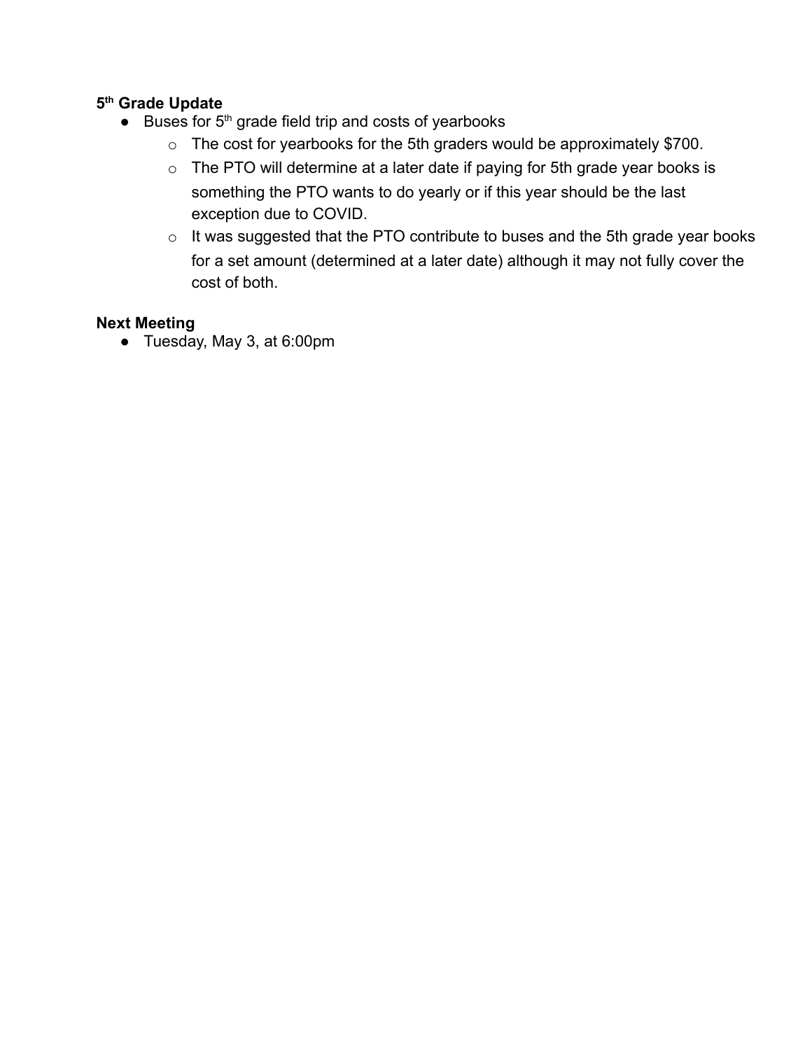**5th Grade Update**

- Buses for 5th grade field trip and costs of yearbooks
    - The cost for yearbooks for the 5th graders would be approximately $700.
    - The PTO will determine at a later date if paying for 5th grade year books is something the PTO wants to do yearly or if this year should be the last exception due to COVID.
    - It was suggested that the PTO contribute to buses and the 5th grade year books for a set amount (determined at a later date) although it may not fully cover the cost of both.

**Next Meeting**

- Tuesday, May 3, at 6:00pm